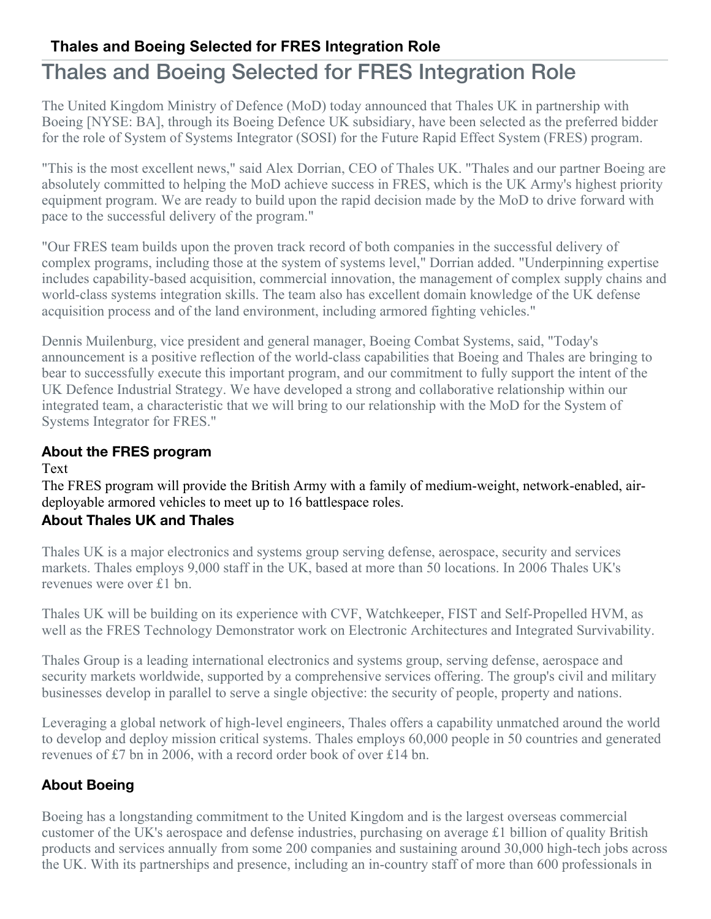# Thales and Boeing Selected for FRES Integration Role

The United Kingdom Ministry of Defence (MoD) today announced that Thales UK in partnership with Boeing [NYSE: BA], through its Boeing Defence UK subsidiary, have been selected as the preferred bidder for the role of System of Systems Integrator (SOSI) for the Future Rapid Effect System (FRES) program.

"This is the most excellent news," said Alex Dorrian, CEO of Thales UK. "Thales and our partner Boeing are absolutely committed to helping the MoD achieve success in FRES, which is the UK Army's highest priority equipment program. We are ready to build upon the rapid decision made by the MoD to drive forward with pace to the successful delivery of the program."

"Our FRES team builds upon the proven track record of both companies in the successful delivery of complex programs, including those at the system of systems level," Dorrian added. "Underpinning expertise includes capability-based acquisition, commercial innovation, the management of complex supply chains and world-class systems integration skills. The team also has excellent domain knowledge of the UK defense acquisition process and of the land environment, including armored fighting vehicles."

Dennis Muilenburg, vice president and general manager, Boeing Combat Systems, said, "Today's announcement is a positive reflection of the world-class capabilities that Boeing and Thales are bringing to bear to successfully execute this important program, and our commitment to fully support the intent of the UK Defence Industrial Strategy. We have developed a strong and collaborative relationship within our integrated team, a characteristic that we will bring to our relationship with the MoD for the System of Systems Integrator for FRES."

### About the FRES program

Text

The FRES program will provide the British Army with a family of medium-weight, network-enabled, air-deployable armored vehicles to meet up to 16 battlespace roles.

### About Thales UK and Thales

Thales UK is a major electronics and systems group serving defense, aerospace, security and services markets. Thales employs 9,000 staff in the UK, based at more than 50 locations. In 2006 Thales UK's revenues were over £1 bn.

Thales UK will be building on its experience with CVF, Watchkeeper, FIST and Self-Propelled HVM, as well as the FRES Technology Demonstrator work on Electronic Architectures and Integrated Survivability.

Thales Group is a leading international electronics and systems group, serving defense, aerospace and security markets worldwide, supported by a comprehensive services offering. The group's civil and military businesses develop in parallel to serve a single objective: the security of people, property and nations.

Leveraging a global network of high-level engineers, Thales offers a capability unmatched around the world to develop and deploy mission critical systems. Thales employs 60,000 people in 50 countries and generated revenues of £7 bn in 2006, with a record order book of over £14 bn.

### About Boeing

Boeing has a longstanding commitment to the United Kingdom and is the largest overseas commercial customer of the UK's aerospace and defense industries, purchasing on average £1 billion of quality British products and services annually from some 200 companies and sustaining around 30,000 high-tech jobs across the UK. With its partnerships and presence, including an in-country staff of more than 600 professionals in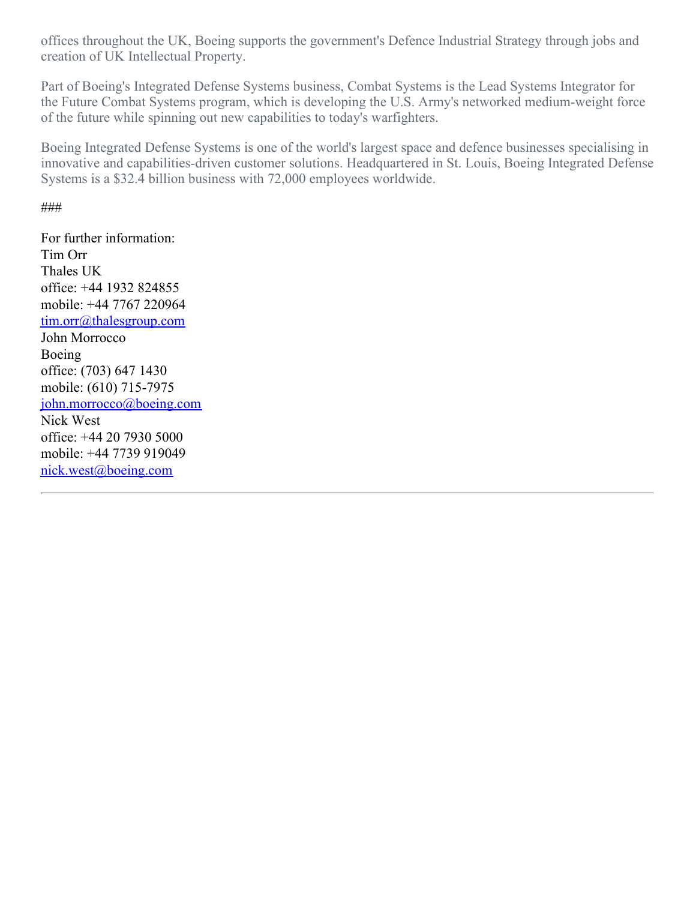offices throughout the UK, Boeing supports the government's Defence Industrial Strategy through jobs and creation of UK Intellectual Property.

Part of Boeing's Integrated Defense Systems business, Combat Systems is the Lead Systems Integrator for the Future Combat Systems program, which is developing the U.S. Army's networked medium-weight force of the future while spinning out new capabilities to today's warfighters.

Boeing Integrated Defense Systems is one of the world's largest space and defence businesses specialising in innovative and capabilities-driven customer solutions. Headquartered in St. Louis, Boeing Integrated Defense Systems is a $32.4 billion business with 72,000 employees worldwide.

###

For further information:
Tim Orr
Thales UK
office: +44 1932 824855
mobile: +44 7767 220964
tim.orr@thalesgroup.com
John Morrocco
Boeing
office: (703) 647 1430
mobile: (610) 715-7975
john.morrocco@boeing.com
Nick West
office: +44 20 7930 5000
mobile: +44 7739 919049
nick.west@boeing.com

---